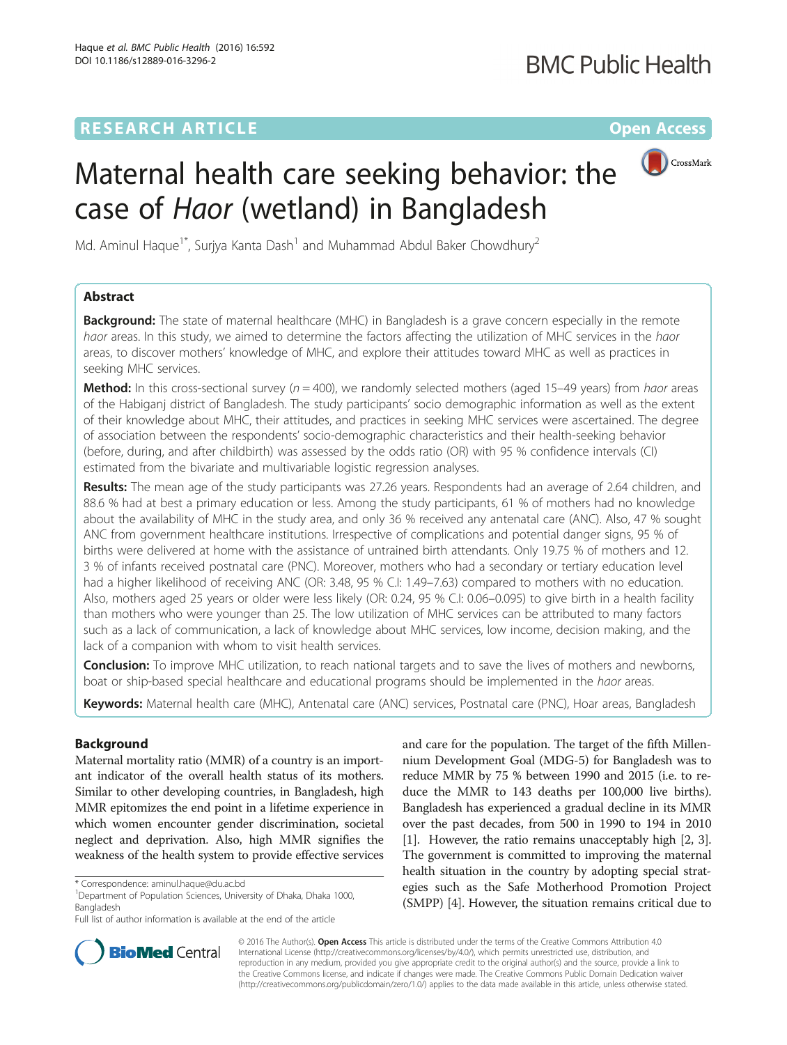RESEARCH ARTICLE

Open Access

# Maternal health care seeking behavior: the case of *Haor* (wetland) in Bangladesh

Md. Aminul Haque[1*], Surjya Kanta Dash[1] and Muhammad Abdul Baker Chowdhury[2]

## Abstract

**Background:** The state of maternal healthcare (MHC) in Bangladesh is a grave concern especially in the remote *haor* areas. In this study, we aimed to determine the factors affecting the utilization of MHC services in the *haor* areas, to discover mothers' knowledge of MHC, and explore their attitudes toward MHC as well as practices in seeking MHC services.

**Method:** In this cross-sectional survey ($n = 400$), we randomly selected mothers (aged 15–49 years) from *haor* areas of the Habiganj district of Bangladesh. The study participants' socio demographic information as well as the extent of their knowledge about MHC, their attitudes, and practices in seeking MHC services were ascertained. The degree of association between the respondents' socio-demographic characteristics and their health-seeking behavior (before, during, and after childbirth) was assessed by the odds ratio (OR) with 95 % confidence intervals (CI) estimated from the bivariate and multivariable logistic regression analyses.

**Results:** The mean age of the study participants was 27.26 years. Respondents had an average of 2.64 children, and 88.6 % had at best a primary education or less. Among the study participants, 61 % of mothers had no knowledge about the availability of MHC in the study area, and only 36 % received any antenatal care (ANC). Also, 47 % sought ANC from government healthcare institutions. Irrespective of complications and potential danger signs, 95 % of births were delivered at home with the assistance of untrained birth attendants. Only 19.75 % of mothers and 12.3 % of infants received postnatal care (PNC). Moreover, mothers who had a secondary or tertiary education level had a higher likelihood of receiving ANC (OR: 3.48, 95 % C.I: 1.49–7.63) compared to mothers with no education. Also, mothers aged 25 years or older were less likely (OR: 0.24, 95 % C.I: 0.06–0.095) to give birth in a health facility than mothers who were younger than 25. The low utilization of MHC services can be attributed to many factors such as a lack of communication, a lack of knowledge about MHC services, low income, decision making, and the lack of a companion with whom to visit health services.

**Conclusion:** To improve MHC utilization, to reach national targets and to save the lives of mothers and newborns, boat or ship-based special healthcare and educational programs should be implemented in the *haor* areas.

**Keywords:** Maternal health care (MHC), Antenatal care (ANC) services, Postnatal care (PNC), Hoar areas, Bangladesh

## Background

Maternal mortality ratio (MMR) of a country is an important indicator of the overall health status of its mothers. Similar to other developing countries, in Bangladesh, high MMR epitomizes the end point in a lifetime experience in which women encounter gender discrimination, societal neglect and deprivation. Also, high MMR signifies the weakness of the health system to provide effective services and care for the population. The target of the fifth Millennium Development Goal (MDG-5) for Bangladesh was to reduce MMR by 75 % between 1990 and 2015 (i.e. to reduce the MMR to 143 deaths per 100,000 live births). Bangladesh has experienced a gradual decline in its MMR over the past decades, from 500 in 1990 to 194 in 2010 [1]. However, the ratio remains unacceptably high [2, 3]. The government is committed to improving the maternal health situation in the country by adopting special strategies such as the Safe Motherhood Promotion Project (SMPP) [4]. However, the situation remains critical due to

\* Correspondence: aminul.haque@du.ac.bd
[1]Department of Population Sciences, University of Dhaka, Dhaka 1000, Bangladesh
Full list of author information is available at the end of the article

© 2016 The Author(s). **Open Access** This article is distributed under the terms of the Creative Commons Attribution 4.0 International License (http://creativecommons.org/licenses/by/4.0/), which permits unrestricted use, distribution, and reproduction in any medium, provided you give appropriate credit to the original author(s) and the source, provide a link to the Creative Commons license, and indicate if changes were made. The Creative Commons Public Domain Dedication waiver (http://creativecommons.org/publicdomain/zero/1.0/) applies to the data made available in this article, unless otherwise stated.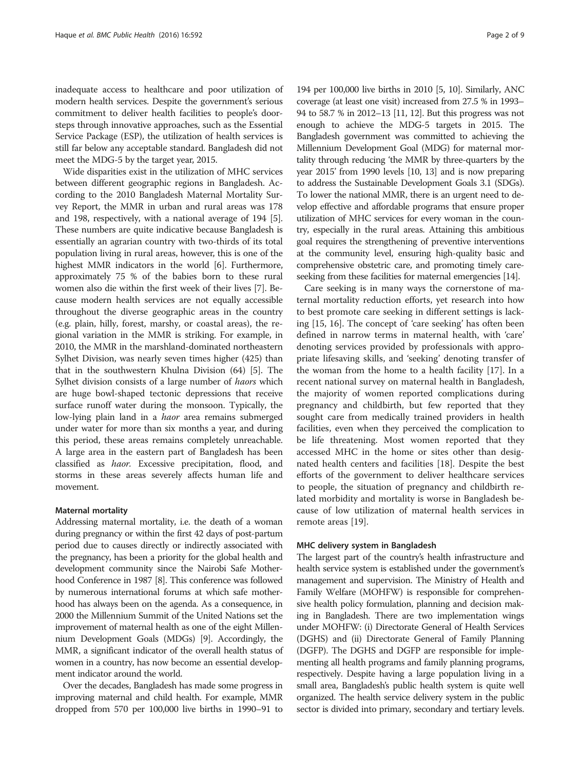inadequate access to healthcare and poor utilization of modern health services. Despite the government's serious commitment to deliver health facilities to people's doorsteps through innovative approaches, such as the Essential Service Package (ESP), the utilization of health services is still far below any acceptable standard. Bangladesh did not meet the MDG-5 by the target year, 2015.

Wide disparities exist in the utilization of MHC services between different geographic regions in Bangladesh. According to the 2010 Bangladesh Maternal Mortality Survey Report, the MMR in urban and rural areas was 178 and 198, respectively, with a national average of 194 [5]. These numbers are quite indicative because Bangladesh is essentially an agrarian country with two-thirds of its total population living in rural areas, however, this is one of the highest MMR indicators in the world [6]. Furthermore, approximately 75 % of the babies born to these rural women also die within the first week of their lives [7]. Because modern health services are not equally accessible throughout the diverse geographic areas in the country (e.g. plain, hilly, forest, marshy, or coastal areas), the regional variation in the MMR is striking. For example, in 2010, the MMR in the marshland-dominated northeastern Sylhet Division, was nearly seven times higher (425) than that in the southwestern Khulna Division (64) [5]. The Sylhet division consists of a large number of *haors* which are huge bowl-shaped tectonic depressions that receive surface runoff water during the monsoon. Typically, the low-lying plain land in a *haor* area remains submerged under water for more than six months a year, and during this period, these areas remains completely unreachable. A large area in the eastern part of Bangladesh has been classified as *haor*. Excessive precipitation, flood, and storms in these areas severely affects human life and movement.

#### Maternal mortality

Addressing maternal mortality, i.e. the death of a woman during pregnancy or within the first 42 days of post-partum period due to causes directly or indirectly associated with the pregnancy, has been a priority for the global health and development community since the Nairobi Safe Motherhood Conference in 1987 [8]. This conference was followed by numerous international forums at which safe motherhood has always been on the agenda. As a consequence, in 2000 the Millennium Summit of the United Nations set the improvement of maternal health as one of the eight Millennium Development Goals (MDGs) [9]. Accordingly, the MMR, a significant indicator of the overall health status of women in a country, has now become an essential development indicator around the world.

Over the decades, Bangladesh has made some progress in improving maternal and child health. For example, MMR dropped from 570 per 100,000 live births in 1990–91 to 194 per 100,000 live births in 2010 [5, 10]. Similarly, ANC coverage (at least one visit) increased from 27.5 % in 1993–94 to 58.7 % in 2012–13 [11, 12]. But this progress was not enough to achieve the MDG-5 targets in 2015. The Bangladesh government was committed to achieving the Millennium Development Goal (MDG) for maternal mortality through reducing 'the MMR by three-quarters by the year 2015' from 1990 levels [10, 13] and is now preparing to address the Sustainable Development Goals 3.1 (SDGs). To lower the national MMR, there is an urgent need to develop effective and affordable programs that ensure proper utilization of MHC services for every woman in the country, especially in the rural areas. Attaining this ambitious goal requires the strengthening of preventive interventions at the community level, ensuring high-quality basic and comprehensive obstetric care, and promoting timely care-seeking from these facilities for maternal emergencies [14].

Care seeking is in many ways the cornerstone of maternal mortality reduction efforts, yet research into how to best promote care seeking in different settings is lacking [15, 16]. The concept of 'care seeking' has often been defined in narrow terms in maternal health, with 'care' denoting services provided by professionals with appropriate lifesaving skills, and 'seeking' denoting transfer of the woman from the home to a health facility [17]. In a recent national survey on maternal health in Bangladesh, the majority of women reported complications during pregnancy and childbirth, but few reported that they sought care from medically trained providers in health facilities, even when they perceived the complication to be life threatening. Most women reported that they accessed MHC in the home or sites other than designated health centers and facilities [18]. Despite the best efforts of the government to deliver healthcare services to people, the situation of pregnancy and childbirth related morbidity and mortality is worse in Bangladesh because of low utilization of maternal health services in remote areas [19].

#### MHC delivery system in Bangladesh

The largest part of the country's health infrastructure and health service system is established under the government's management and supervision. The Ministry of Health and Family Welfare (MOHFW) is responsible for comprehensive health policy formulation, planning and decision making in Bangladesh. There are two implementation wings under MOHFW: (i) Directorate General of Health Services (DGHS) and (ii) Directorate General of Family Planning (DGFP). The DGHS and DGFP are responsible for implementing all health programs and family planning programs, respectively. Despite having a large population living in a small area, Bangladesh's public health system is quite well organized. The health service delivery system in the public sector is divided into primary, secondary and tertiary levels.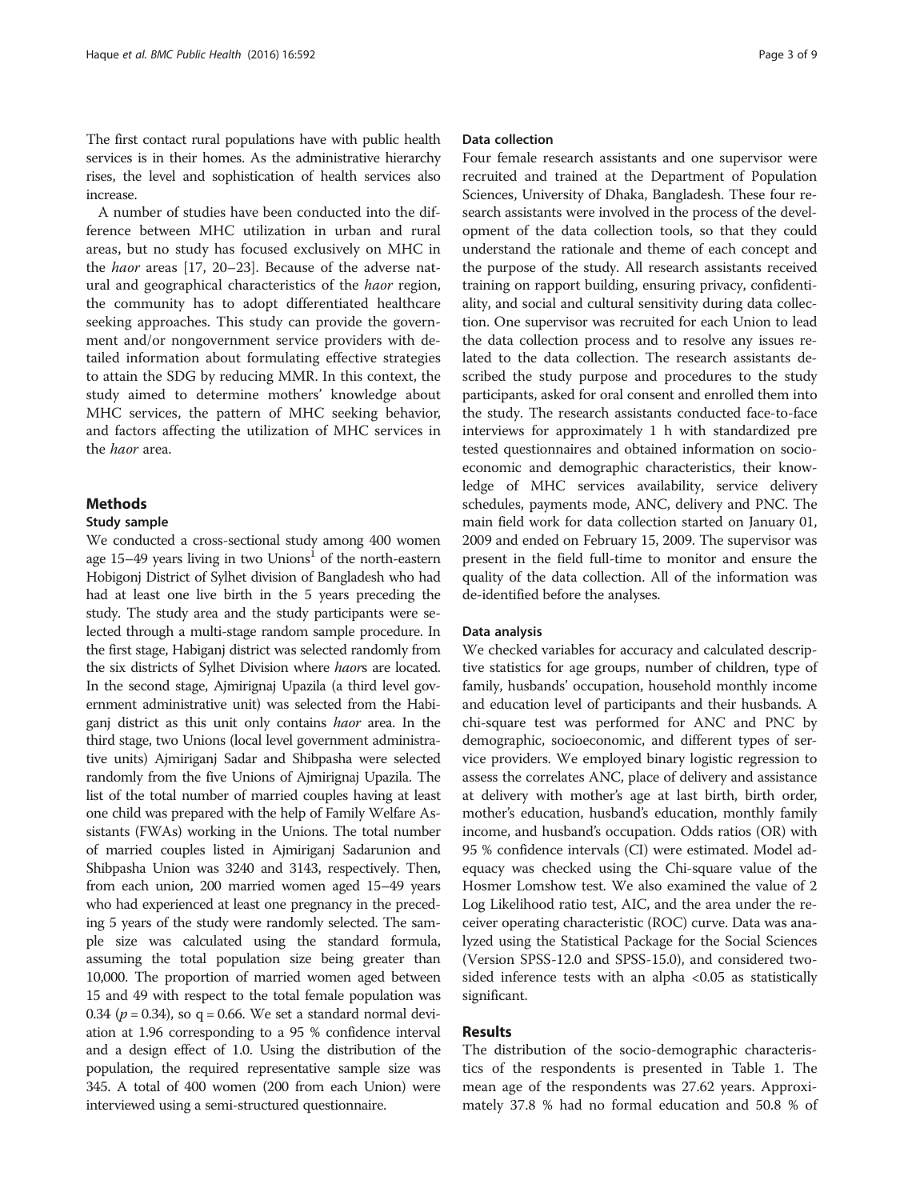The first contact rural populations have with public health services is in their homes. As the administrative hierarchy rises, the level and sophistication of health services also increase.

A number of studies have been conducted into the difference between MHC utilization in urban and rural areas, but no study has focused exclusively on MHC in the *haor* areas [17, 20–23]. Because of the adverse natural and geographical characteristics of the *haor* region, the community has to adopt differentiated healthcare seeking approaches. This study can provide the government and/or nongovernment service providers with detailed information about formulating effective strategies to attain the SDG by reducing MMR. In this context, the study aimed to determine mothers' knowledge about MHC services, the pattern of MHC seeking behavior, and factors affecting the utilization of MHC services in the *haor* area.

## Methods

### Study sample

We conducted a cross-sectional study among 400 women age 15–49 years living in two Unions[1] of the north-eastern Hobigonj District of Sylhet division of Bangladesh who had had at least one live birth in the 5 years preceding the study. The study area and the study participants were selected through a multi-stage random sample procedure. In the first stage, Habiganj district was selected randomly from the six districts of Sylhet Division where *haor*s are located. In the second stage, Ajmirignaj Upazila (a third level government administrative unit) was selected from the Habiganj district as this unit only contains *haor* area. In the third stage, two Unions (local level government administrative units) Ajmiriganj Sadar and Shibpasha were selected randomly from the five Unions of Ajmirignaj Upazila. The list of the total number of married couples having at least one child was prepared with the help of Family Welfare Assistants (FWAs) working in the Unions. The total number of married couples listed in Ajmiriganj Sadarunion and Shibpasha Union was 3240 and 3143, respectively. Then, from each union, 200 married women aged 15–49 years who had experienced at least one pregnancy in the preceding 5 years of the study were randomly selected. The sample size was calculated using the standard formula, assuming the total population size being greater than 10,000. The proportion of married women aged between 15 and 49 with respect to the total female population was 0.34 ($p = 0.34$), so $q = 0.66$. We set a standard normal deviation at 1.96 corresponding to a 95 % confidence interval and a design effect of 1.0. Using the distribution of the population, the required representative sample size was 345. A total of 400 women (200 from each Union) were interviewed using a semi-structured questionnaire.

### Data collection

Four female research assistants and one supervisor were recruited and trained at the Department of Population Sciences, University of Dhaka, Bangladesh. These four research assistants were involved in the process of the development of the data collection tools, so that they could understand the rationale and theme of each concept and the purpose of the study. All research assistants received training on rapport building, ensuring privacy, confidentiality, and social and cultural sensitivity during data collection. One supervisor was recruited for each Union to lead the data collection process and to resolve any issues related to the data collection. The research assistants described the study purpose and procedures to the study participants, asked for oral consent and enrolled them into the study. The research assistants conducted face-to-face interviews for approximately 1 h with standardized pre tested questionnaires and obtained information on socioeconomic and demographic characteristics, their knowledge of MHC services availability, service delivery schedules, payments mode, ANC, delivery and PNC. The main field work for data collection started on January 01, 2009 and ended on February 15, 2009. The supervisor was present in the field full-time to monitor and ensure the quality of the data collection. All of the information was de-identified before the analyses.

### Data analysis

We checked variables for accuracy and calculated descriptive statistics for age groups, number of children, type of family, husbands' occupation, household monthly income and education level of participants and their husbands. A chi-square test was performed for ANC and PNC by demographic, socioeconomic, and different types of service providers. We employed binary logistic regression to assess the correlates ANC, place of delivery and assistance at delivery with mother's age at last birth, birth order, mother's education, husband's education, monthly family income, and husband's occupation. Odds ratios (OR) with 95 % confidence intervals (CI) were estimated. Model adequacy was checked using the Chi-square value of the Hosmer Lomshow test. We also examined the value of 2 Log Likelihood ratio test, AIC, and the area under the receiver operating characteristic (ROC) curve. Data was analyzed using the Statistical Package for the Social Sciences (Version SPSS-12.0 and SPSS-15.0), and considered two-sided inference tests with an alpha <0.05 as statistically significant.

## Results

The distribution of the socio-demographic characteristics of the respondents is presented in Table 1. The mean age of the respondents was 27.62 years. Approximately 37.8 % had no formal education and 50.8 % of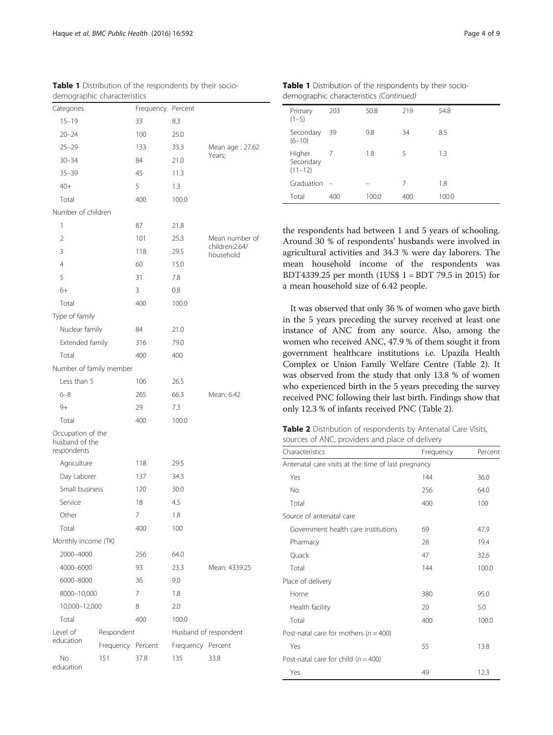**Table 1** Distribution of the respondents by their socio-demographic characteristics

| Categories | Frequency | Percent | |
|---|---|---|---|
| 15–19 | 33 | 8.3 | |
| 20–24 | 100 | 25.0 | |
| 25–29 | 133 | 33.3 | Mean age : 27.62 Years; |
| 30–34 | 84 | 21.0 | |
| 35–39 | 45 | 11.3 | |
| 40+ | 5 | 1.3 | |
| Total | 400 | 100.0 | |
| Number of children | | | |
| 1 | 87 | 21.8 | |
| 2 | 101 | 25.3 | Mean number of children:2.64/ household |
| 3 | 118 | 29.5 | |
| 4 | 60 | 15.0 | |
| 5 | 31 | 7.8 | |
| 6+ | 3 | 0.8 | |
| Total | 400 | 100.0 | |
| Type of family | | | |
| Nuclear family | 84 | 21.0 | |
| Extended family | 316 | 79.0 | |
| Total | 400 | 400 | |
| Number of family member | | | |
| Less than 5 | 106 | 26.5 | |
| 6–8 | 265 | 66.3 | Mean: 6.42 |
| 9+ | 29 | 7.3 | |
| Total | 400 | 100.0 | |
| Occupation of the husband of the respondents | | | |
| Agriculture | 118 | 29.5 | |
| Day Laborer | 137 | 34.3 | |
| Small business | 120 | 30.0 | |
| Service | 18 | 4.5 | |
| Other | 7 | 1.8 | |
| Total | 400 | 100 | |
| Monthly income (TK) | | | |
| 2000–4000 | 256 | 64.0 | |
| 4000–6000 | 93 | 23.3 | Mean: 4339.25 |
| 6000–8000 | 36 | 9.0 | |
| 8000–10,000 | 7 | 1.8 | |
| 10,000–12,000 | 8 | 2.0 | |
| Total | 400 | 100.0 | |

| Level of education | Respondent | | Husband of respondent | |
|---|---|---|---|---|
| | Frequency | Percent | Frequency | Percent |
| No education | 151 | 37.8 | 135 | 33.8 |
| Primary (1–5) | 203 | 50.8 | 219 | 54.8 |
| Secondary (6–10) | 39 | 9.8 | 34 | 8.5 |
| Higher Secondary (11–12) | 7 | 1.8 | 5 | 1.3 |
| Graduation | – | – | 7 | 1.8 |
| Total | 400 | 100.0 | 400 | 100.0 |

the respondents had between 1 and 5 years of schooling. Around 30 % of respondents' husbands were involved in agricultural activities and 34.3 % were day laborers. The mean household income of the respondents was BDT4339.25 per month (1US$ 1 = BDT 79.5 in 2015) for a mean household size of 6.42 people.

It was observed that only 36 % of women who gave birth in the 5 years preceding the survey received at least one instance of ANC from any source. Also, among the women who received ANC, 47.9 % of them sought it from government healthcare institutions i.e. Upazila Health Complex or Union Family Welfare Centre (Table 2). It was observed from the study that only 13.8 % of women who experienced birth in the 5 years preceding the survey received PNC following their last birth. Findings show that only 12.3 % of infants received PNC (Table 2).

**Table 2** Distribution of respondents by Antenatal Care Visits, sources of ANC, providers and place of delivery

| Characteristics | Frequency | Percent |
|---|---|---|
| Antenatal care visits at the time of last pregnancy | | |
| Yes | 144 | 36.0 |
| No | 256 | 64.0 |
| Total | 400 | 100 |
| Source of antenatal care | | |
| Government health care institutions | 69 | 47.9 |
| Pharmacy | 28 | 19.4 |
| Quack | 47 | 32.6 |
| Total | 144 | 100.0 |
| Place of delivery | | |
| Home | 380 | 95.0 |
| Health facility | 20 | 5.0 |
| Total | 400 | 100.0 |
| Post-natal care for mothers ($n = 400$) | | |
| Yes | 55 | 13.8 |
| Post-natal care for child ($n = 400$) | | |
| Yes | 49 | 12.3 |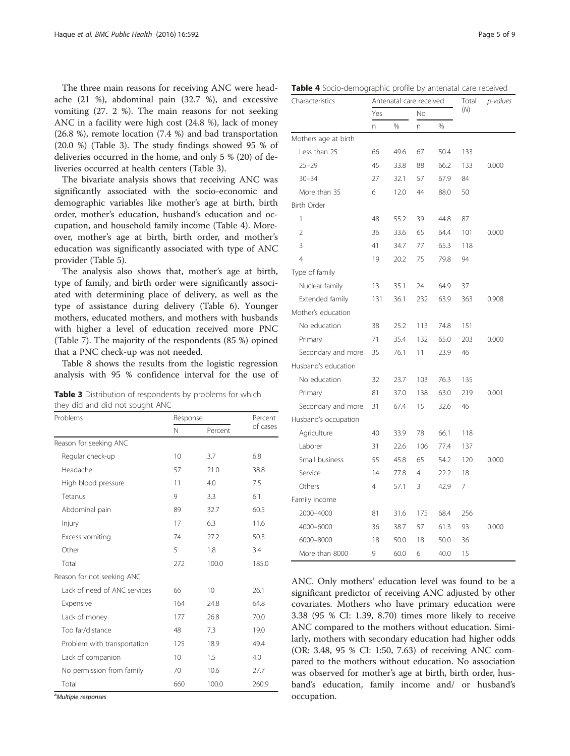The three main reasons for receiving ANC were headache (21 %), abdominal pain (32.7 %), and excessive vomiting (27. 2 %). The main reasons for not seeking ANC in a facility were high cost (24.8 %), lack of money (26.8 %), remote location (7.4 %) and bad transportation (20.0 %) (Table 3). The study findings showed 95 % of deliveries occurred in the home, and only 5 % (20) of deliveries occurred at health centers (Table 3).

The bivariate analysis shows that receiving ANC was significantly associated with the socio-economic and demographic variables like mother's age at birth, birth order, mother's education, husband's education and occupation, and household family income (Table 4). Moreover, mother's age at birth, birth order, and mother's education was significantly associated with type of ANC provider (Table 5).

The analysis also shows that, mother's age at birth, type of family, and birth order were significantly associated with determining place of delivery, as well as the type of assistance during delivery (Table 6). Younger mothers, educated mothers, and mothers with husbands with higher a level of education received more PNC (Table 7). The majority of the respondents (85 %) opined that a PNC check-up was not needed.

Table 8 shows the results from the logistic regression analysis with 95 % confidence interval for the use of ANC. Only mothers' education level was found to be a significant predictor of receiving ANC adjusted by other covariates. Mothers who have primary education were 3.38 (95 % CI: 1.39, 8.70) times more likely to receive ANC compared to the mothers without education. Similarly, mothers with secondary education had higher odds (OR: 3.48, 95 % CI: 1:50, 7.63) of receiving ANC compared to the mothers without education. No association was observed for mother's age at birth, birth order, husband's education, family income and/ or husband's occupation.

**Table 3** Distribution of respondents by problems for which they did and did not sought ANC

| Problems | Response | | Percent of cases |
|---|---|---|---|
| | N | Percent | |
| Reason for seeking ANC | | | |
| Regular check-up | 10 | 3.7 | 6.8 |
| Headache | 57 | 21.0 | 38.8 |
| High blood pressure | 11 | 4.0 | 7.5 |
| Tetanus | 9 | 3.3 | 6.1 |
| Abdominal pain | 89 | 32.7 | 60.5 |
| Injury | 17 | 6.3 | 11.6 |
| Excess vomiting | 74 | 27.2 | 50.3 |
| Other | 5 | 1.8 | 3.4 |
| Total | 272 | 100.0 | 185.0 |
| Reason for not seeking ANC | | | |
| Lack of need of ANC services | 66 | 10 | 26.1 |
| Expensive | 164 | 24.8 | 64.8 |
| Lack of money | 177 | 26.8 | 70.0 |
| Too far/distance | 48 | 7.3 | 19.0 |
| Problem with transportation | 125 | 18.9 | 49.4 |
| Lack of companion | 10 | 1.5 | 4.0 |
| No permission from family | 70 | 10.6 | 27.7 |
| Total | 660 | 100.0 | 260.9 |

[a]Multiple responses

**Table 4** Socio-demographic profile by antenatal care received

| Characteristics | Antenatal care received | | | | Total (N) | p-values |
|---|---|---|---|---|---|---|
| | Yes | | No | | | |
| | n | % | n | % | | |
| Mothers age at birth | | | | | | |
| Less than 25 | 66 | 49.6 | 67 | 50.4 | 133 | |
| 25–29 | 45 | 33.8 | 88 | 66.2 | 133 | 0.000 |
| 30–34 | 27 | 32.1 | 57 | 67.9 | 84 | |
| More than 35 | 6 | 12.0 | 44 | 88.0 | 50 | |
| Birth Order | | | | | | |
| 1 | 48 | 55.2 | 39 | 44.8 | 87 | |
| 2 | 36 | 33.6 | 65 | 64.4 | 101 | 0.000 |
| 3 | 41 | 34.7 | 77 | 65.3 | 118 | |
| 4 | 19 | 20.2 | 75 | 79.8 | 94 | |
| Type of family | | | | | | |
| Nuclear family | 13 | 35.1 | 24 | 64.9 | 37 | |
| Extended family | 131 | 36.1 | 232 | 63.9 | 363 | 0.908 |
| Mother's education | | | | | | |
| No education | 38 | 25.2 | 113 | 74.8 | 151 | |
| Primary | 71 | 35.4 | 132 | 65.0 | 203 | 0.000 |
| Secondary and more | 35 | 76.1 | 11 | 23.9 | 46 | |
| Husband's education | | | | | | |
| No education | 32 | 23.7 | 103 | 76.3 | 135 | |
| Primary | 81 | 37.0 | 138 | 63.0 | 219 | 0.001 |
| Secondary and more | 31 | 67.4 | 15 | 32.6 | 46 | |
| Husband's occupation | | | | | | |
| Agriculture | 40 | 33.9 | 78 | 66.1 | 118 | |
| Laborer | 31 | 22.6 | 106 | 77.4 | 137 | |
| Small business | 55 | 45.8 | 65 | 54.2 | 120 | 0.000 |
| Service | 14 | 77.8 | 4 | 22.2 | 18 | |
| Others | 4 | 57.1 | 3 | 42.9 | 7 | |
| Family income | | | | | | |
| 2000–4000 | 81 | 31.6 | 175 | 68.4 | 256 | |
| 4000–6000 | 36 | 38.7 | 57 | 61.3 | 93 | 0.000 |
| 6000–8000 | 18 | 50.0 | 18 | 50.0 | 36 | |
| More than 8000 | 9 | 60.0 | 6 | 40.0 | 15 | |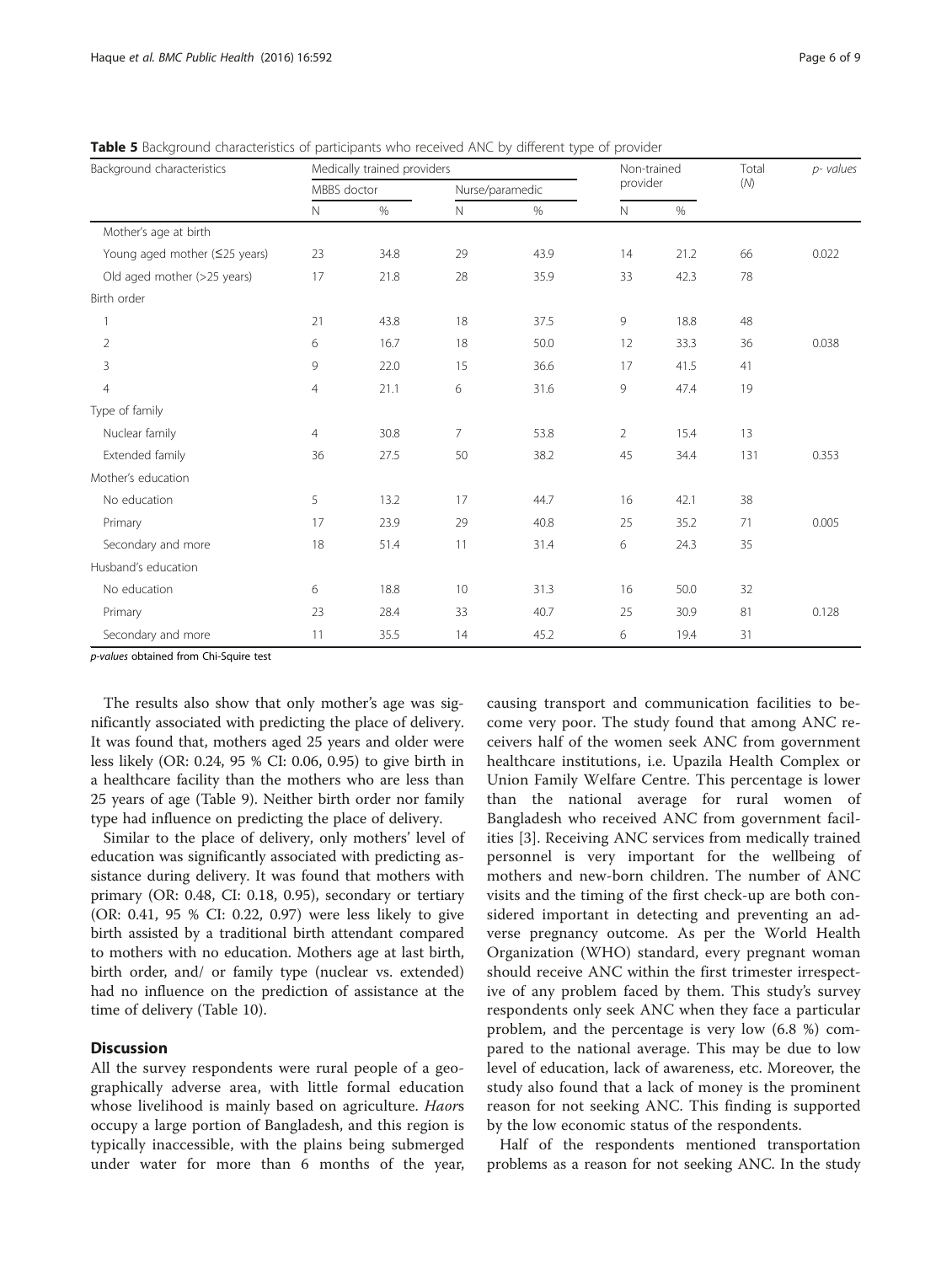**Table 5** Background characteristics of participants who received ANC by different type of provider

| Background characteristics | Medically trained providers | | | | Non-trained provider | | Total (N) | p- values |
|---|---|---|---|---|---|---|---|---|
| | MBBS doctor | | Nurse/paramedic | | | | | |
| | N | % | N | % | N | % | | |
| Mother's age at birth | | | | | | | | |
| Young aged mother (≤25 years) | 23 | 34.8 | 29 | 43.9 | 14 | 21.2 | 66 | 0.022 |
| Old aged mother (>25 years) | 17 | 21.8 | 28 | 35.9 | 33 | 42.3 | 78 | |
| Birth order | | | | | | | | |
| 1 | 21 | 43.8 | 18 | 37.5 | 9 | 18.8 | 48 | |
| 2 | 6 | 16.7 | 18 | 50.0 | 12 | 33.3 | 36 | 0.038 |
| 3 | 9 | 22.0 | 15 | 36.6 | 17 | 41.5 | 41 | |
| 4 | 4 | 21.1 | 6 | 31.6 | 9 | 47.4 | 19 | |
| Type of family | | | | | | | | |
| Nuclear family | 4 | 30.8 | 7 | 53.8 | 2 | 15.4 | 13 | |
| Extended family | 36 | 27.5 | 50 | 38.2 | 45 | 34.4 | 131 | 0.353 |
| Mother's education | | | | | | | | |
| No education | 5 | 13.2 | 17 | 44.7 | 16 | 42.1 | 38 | |
| Primary | 17 | 23.9 | 29 | 40.8 | 25 | 35.2 | 71 | 0.005 |
| Secondary and more | 18 | 51.4 | 11 | 31.4 | 6 | 24.3 | 35 | |
| Husband's education | | | | | | | | |
| No education | 6 | 18.8 | 10 | 31.3 | 16 | 50.0 | 32 | |
| Primary | 23 | 28.4 | 33 | 40.7 | 25 | 30.9 | 81 | 0.128 |
| Secondary and more | 11 | 35.5 | 14 | 45.2 | 6 | 19.4 | 31 | |

*p-values* obtained from Chi-Squire test

The results also show that only mother's age was significantly associated with predicting the place of delivery. It was found that, mothers aged 25 years and older were less likely (OR: 0.24, 95 % CI: 0.06, 0.95) to give birth in a healthcare facility than the mothers who are less than 25 years of age (Table 9). Neither birth order nor family type had influence on predicting the place of delivery.

Similar to the place of delivery, only mothers' level of education was significantly associated with predicting assistance during delivery. It was found that mothers with primary (OR: 0.48, CI: 0.18, 0.95), secondary or tertiary (OR: 0.41, 95 % CI: 0.22, 0.97) were less likely to give birth assisted by a traditional birth attendant compared to mothers with no education. Mothers age at last birth, birth order, and/ or family type (nuclear vs. extended) had no influence on the prediction of assistance at the time of delivery (Table 10).

## Discussion

All the survey respondents were rural people of a geographically adverse area, with little formal education whose livelihood is mainly based on agriculture. *Haor*s occupy a large portion of Bangladesh, and this region is typically inaccessible, with the plains being submerged under water for more than 6 months of the year, causing transport and communication facilities to become very poor. The study found that among ANC receivers half of the women seek ANC from government healthcare institutions, i.e. Upazila Health Complex or Union Family Welfare Centre. This percentage is lower than the national average for rural women of Bangladesh who received ANC from government facilities [3]. Receiving ANC services from medically trained personnel is very important for the wellbeing of mothers and new-born children. The number of ANC visits and the timing of the first check-up are both considered important in detecting and preventing an adverse pregnancy outcome. As per the World Health Organization (WHO) standard, every pregnant woman should receive ANC within the first trimester irrespective of any problem faced by them. This study's survey respondents only seek ANC when they face a particular problem, and the percentage is very low (6.8 %) compared to the national average. This may be due to low level of education, lack of awareness, etc. Moreover, the study also found that a lack of money is the prominent reason for not seeking ANC. This finding is supported by the low economic status of the respondents.

Half of the respondents mentioned transportation problems as a reason for not seeking ANC. In the study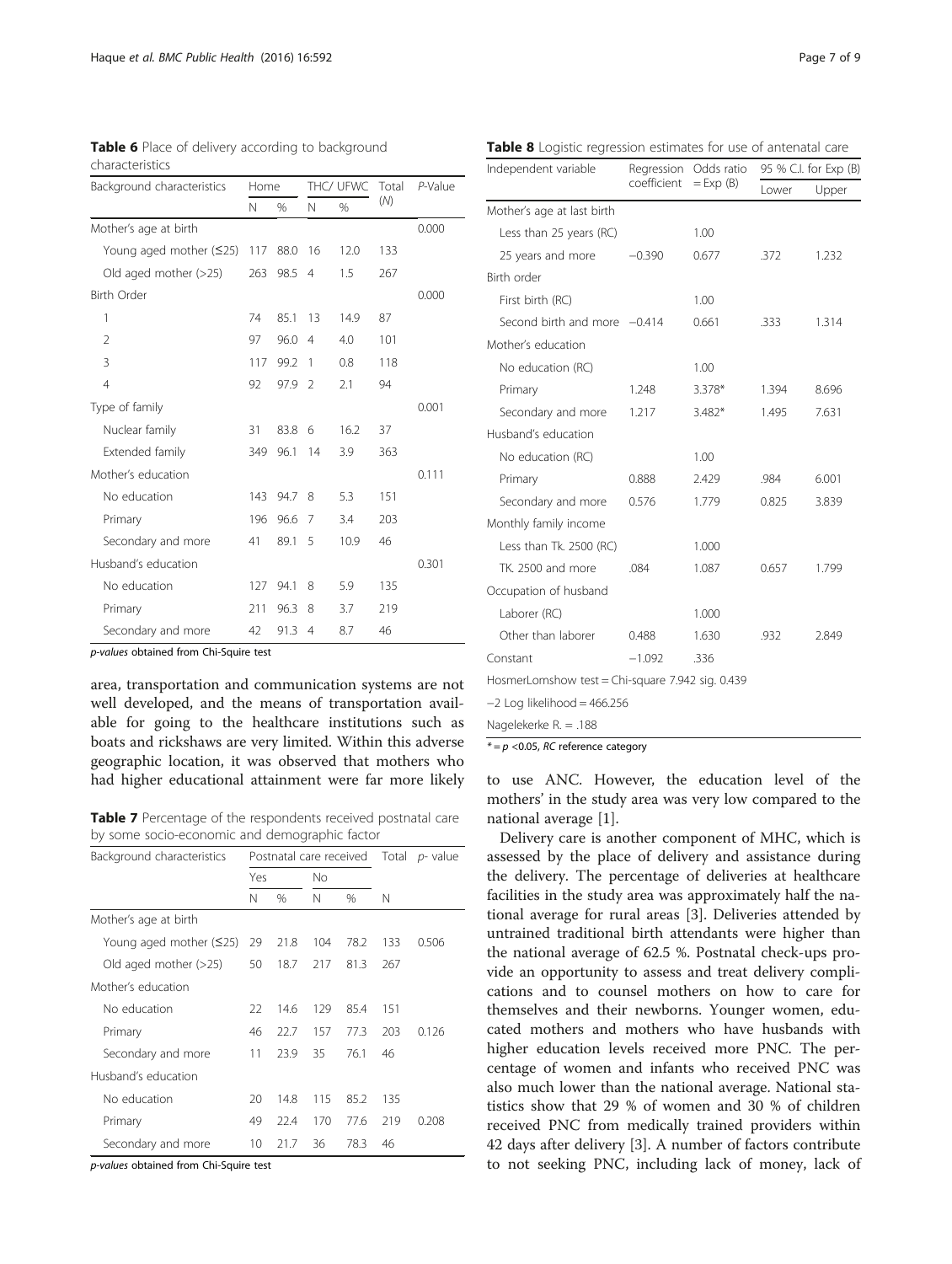**Table 6** Place of delivery according to background characteristics

| Background characteristics | Home | | THC/ UFWC | | Total (N) | P-Value |
|---|---|---|---|---|---|---|
| | N | % | N | % | | |
| Mother's age at birth | | | | | | 0.000 |
| Young aged mother (≤25) | 117 | 88.0 | 16 | 12.0 | 133 | |
| Old aged mother (>25) | 263 | 98.5 | 4 | 1.5 | 267 | |
| Birth Order | | | | | | 0.000 |
| 1 | 74 | 85.1 | 13 | 14.9 | 87 | |
| 2 | 97 | 96.0 | 4 | 4.0 | 101 | |
| 3 | 117 | 99.2 | 1 | 0.8 | 118 | |
| 4 | 92 | 97.9 | 2 | 2.1 | 94 | |
| Type of family | | | | | | 0.001 |
| Nuclear family | 31 | 83.8 | 6 | 16.2 | 37 | |
| Extended family | 349 | 96.1 | 14 | 3.9 | 363 | |
| Mother's education | | | | | | 0.111 |
| No education | 143 | 94.7 | 8 | 5.3 | 151 | |
| Primary | 196 | 96.6 | 7 | 3.4 | 203 | |
| Secondary and more | 41 | 89.1 | 5 | 10.9 | 46 | |
| Husband's education | | | | | | 0.301 |
| No education | 127 | 94.1 | 8 | 5.9 | 135 | |
| Primary | 211 | 96.3 | 8 | 3.7 | 219 | |
| Secondary and more | 42 | 91.3 | 4 | 8.7 | 46 | |

*p-values obtained from Chi-Squire test*

area, transportation and communication systems are not well developed, and the means of transportation available for going to the healthcare institutions such as boats and rickshaws are very limited. Within this adverse geographic location, it was observed that mothers who had higher educational attainment were far more likely to use ANC. However, the education level of the mothers' in the study area was very low compared to the national average [1].

**Table 7** Percentage of the respondents received postnatal care by some socio-economic and demographic factor

| Background characteristics | Postnatal care received | | | | Total | p- value |
|---|---|---|---|---|---|---|
| | Yes | | No | | | |
| | N | % | N | % | N | |
| Mother's age at birth | | | | | | |
| Young aged mother (≤25) | 29 | 21.8 | 104 | 78.2 | 133 | 0.506 |
| Old aged mother (>25) | 50 | 18.7 | 217 | 81.3 | 267 | |
| Mother's education | | | | | | |
| No education | 22 | 14.6 | 129 | 85.4 | 151 | |
| Primary | 46 | 22.7 | 157 | 77.3 | 203 | 0.126 |
| Secondary and more | 11 | 23.9 | 35 | 76.1 | 46 | |
| Husband's education | | | | | | |
| No education | 20 | 14.8 | 115 | 85.2 | 135 | |
| Primary | 49 | 22.4 | 170 | 77.6 | 219 | 0.208 |
| Secondary and more | 10 | 21.7 | 36 | 78.3 | 46 | |

*p-values obtained from Chi-Squire test*

**Table 8** Logistic regression estimates for use of antenatal care

| Independent variable | Regression coefficient | Odds ratio = Exp (B) | 95 % C.I. for Exp (B) | |
|---|---|---|---|---|
| | | | Lower | Upper |
| Mother's age at last birth | | | | |
| Less than 25 years (RC) | | 1.00 | | |
| 25 years and more | −0.390 | 0.677 | .372 | 1.232 |
| Birth order | | | | |
| First birth (RC) | | 1.00 | | |
| Second birth and more | −0.414 | 0.661 | .333 | 1.314 |
| Mother's education | | | | |
| No education (RC) | | 1.00 | | |
| Primary | 1.248 | 3.378* | 1.394 | 8.696 |
| Secondary and more | 1.217 | 3.482* | 1.495 | 7.631 |
| Husband's education | | | | |
| No education (RC) | | 1.00 | | |
| Primary | 0.888 | 2.429 | .984 | 6.001 |
| Secondary and more | 0.576 | 1.779 | 0.825 | 3.839 |
| Monthly family income | | | | |
| Less than Tk. 2500 (RC) | | 1.000 | | |
| TK. 2500 and more | .084 | 1.087 | 0.657 | 1.799 |
| Occupation of husband | | | | |
| Laborer (RC) | | 1.000 | | |
| Other than laborer | 0.488 | 1.630 | .932 | 2.849 |
| Constant | −1.092 | .336 | | |
| HosmerLomshow test = Chi-square 7.942 sig. 0.439 | | | | |
| −2 Log likelihood = 466.256 | | | | |
| Nagelekerke R. = .188 | | | | |

\* = $p$ <0.05, *RC* reference category

Delivery care is another component of MHC, which is assessed by the place of delivery and assistance during the delivery. The percentage of deliveries at healthcare facilities in the study area was approximately half the national average for rural areas [3]. Deliveries attended by untrained traditional birth attendants were higher than the national average of 62.5 %. Postnatal check-ups provide an opportunity to assess and treat delivery complications and to counsel mothers on how to care for themselves and their newborns. Younger women, educated mothers and mothers who have husbands with higher education levels received more PNC. The percentage of women and infants who received PNC was also much lower than the national average. National statistics show that 29 % of women and 30 % of children received PNC from medically trained providers within 42 days after delivery [3]. A number of factors contribute to not seeking PNC, including lack of money, lack of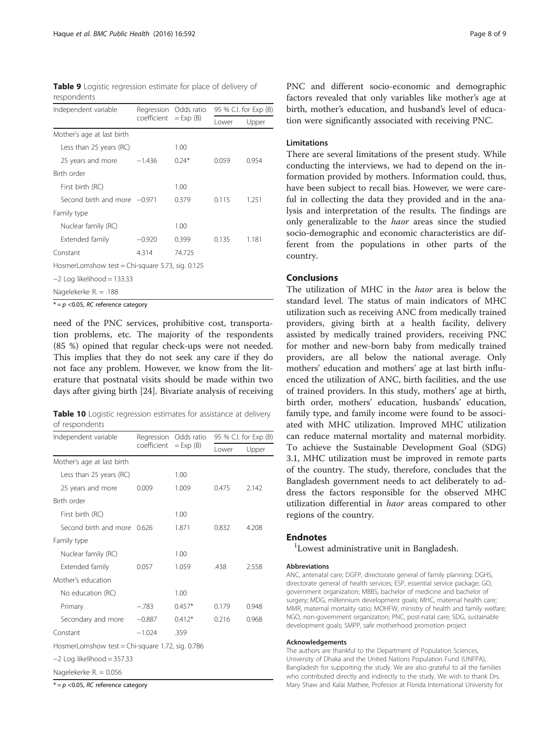**Table 9** Logistic regression estimate for place of delivery of respondents

| Independent variable | Regression coefficient | Odds ratio = Exp (B) | 95 % C.I. for Exp (B) | |
|---|---|---|---|---|
| | | | Lower | Upper |
| Mother's age at last birth | | | | |
| Less than 25 years (RC) | | 1.00 | | |
| 25 years and more | −1.436 | 0.24* | 0.059 | 0.954 |
| Birth order | | | | |
| First birth (RC) | | 1.00 | | |
| Second birth and more | −0.971 | 0.379 | 0.115 | 1.251 |
| Family type | | | | |
| Nuclear family (RC) | | 1.00 | | |
| Extended family | −0.920 | 0.399 | 0.135 | 1.181 |
| Constant | 4.314 | 74.725 | | |
| HosmerLomshow test = Chi-square 5.73, sig. 0.125 | | | | |
| −2 Log likelihood = 133.33 | | | | |
| Nagelekerke R. = .188 | | | | |

* = $p < 0.05$, *RC* reference category

need of the PNC services, prohibitive cost, transportation problems, etc. The majority of the respondents (85 %) opined that regular check-ups were not needed. This implies that they do not seek any care if they do not face any problem. However, we know from the literature that postnatal visits should be made within two days after giving birth [24]. Bivariate analysis of receiving PNC and different socio-economic and demographic factors revealed that only variables like mother's age at birth, mother's education, and husband's level of education were significantly associated with receiving PNC.

**Table 10** Logistic regression estimates for assistance at delivery of respondents

| Independent variable | Regression coefficient | Odds ratio = Exp (B) | 95 % C.I. for Exp (B) | |
|---|---|---|---|---|
| | | | Lower | Upper |
| Mother's age at last birth | | | | |
| Less than 25 years (RC) | | 1.00 | | |
| 25 years and more | 0.009 | 1.009 | 0.475 | 2.142 |
| Birth order | | | | |
| First birth (RC) | | 1.00 | | |
| Second birth and more | 0.626 | 1.871 | 0.832 | 4.208 |
| Family type | | | | |
| Nuclear family (RC) | | 1.00 | | |
| Extended family | 0.057 | 1.059 | .438 | 2.558 |
| Mother's education | | | | |
| No education (RC) | | 1.00 | | |
| Primary | −.783 | 0.457* | 0.179 | 0.948 |
| Secondary and more | −0.887 | 0.412* | 0.216 | 0.968 |
| Constant | −1.024 | .359 | | |
| HosmerLomshow test = Chi-square 1.72, sig. 0.786 | | | | |
| −2 Log likelihood = 357.33 | | | | |
| Nagelekerke R. = 0.056 | | | | |

* = $p < 0.05$, *RC* reference category

### Limitations

There are several limitations of the present study. While conducting the interviews, we had to depend on the information provided by mothers. Information could, thus, have been subject to recall bias. However, we were careful in collecting the data they provided and in the analysis and interpretation of the results. The findings are only generalizable to the *haor* areas since the studied socio-demographic and economic characteristics are different from the populations in other parts of the country.

## Conclusions

The utilization of MHC in the *haor* area is below the standard level. The status of main indicators of MHC utilization such as receiving ANC from medically trained providers, giving birth at a health facility, delivery assisted by medically trained providers, receiving PNC for mother and new-born baby from medically trained providers, are all below the national average. Only mothers' education and mothers' age at last birth influenced the utilization of ANC, birth facilities, and the use of trained providers. In this study, mothers' age at birth, birth order, mothers' education, husbands' education, family type, and family income were found to be associated with MHC utilization. Improved MHC utilization can reduce maternal mortality and maternal morbidity. To achieve the Sustainable Development Goal (SDG) 3.1, MHC utilization must be improved in remote parts of the country. The study, therefore, concludes that the Bangladesh government needs to act deliberately to address the factors responsible for the observed MHC utilization differential in *haor* areas compared to other regions of the country.

## Endnotes

[1]Lowest administrative unit in Bangladesh.

#### Abbreviations

ANC, antenatal care; DGFP, directorate general of family planning; DGHS, directorate general of health services; ESP, essential service package; GO, government organization; MBBS, bachelor of medicine and bachelor of surgery; MDG, millennium development goals; MHC, maternal health care; MMR, maternal mortality ratio; MOHFW, ministry of health and family welfare; NGO, non-government organization; PNC, post-natal care; SDG, sustainable development goals; SMPP, safe motherhood promotion project

#### Acknowledgements

The authors are thankful to the Department of Population Sciences, University of Dhaka and the United Nations Population Fund (UNFPA), Bangladesh for supporting the study. We are also grateful to all the families who contributed directly and indirectly to the study. We wish to thank Drs. Mary Shaw and Kalai Mathee, Professor at Florida International University for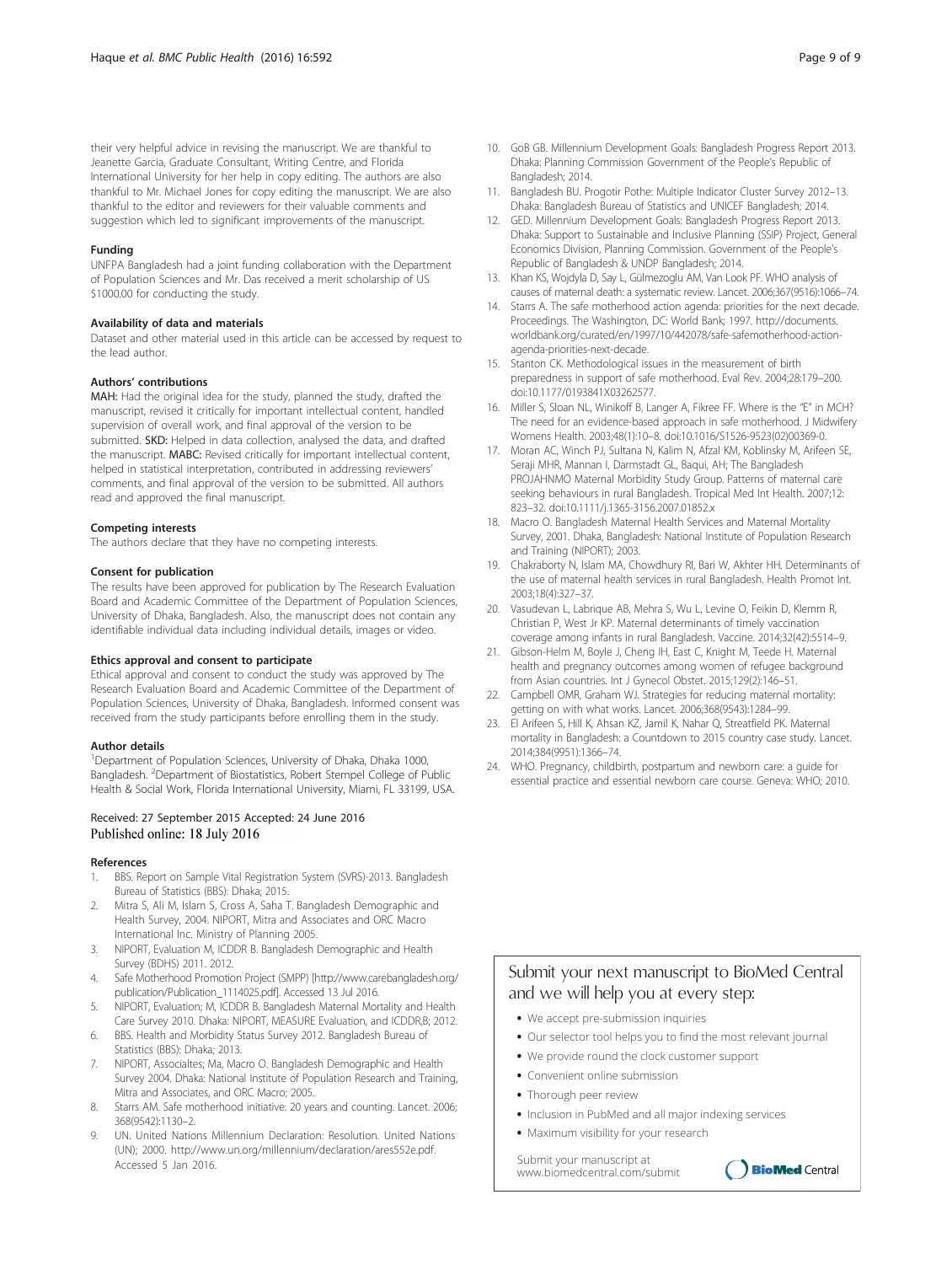their very helpful advice in revising the manuscript. We are thankful to Jeanette Garcia, Graduate Consultant, Writing Centre, and Florida International University for her help in copy editing. The authors are also thankful to Mr. Michael Jones for copy editing the manuscript. We are also thankful to the editor and reviewers for their valuable comments and suggestion which led to significant improvements of the manuscript.

### Funding

UNFPA Bangladesh had a joint funding collaboration with the Department of Population Sciences and Mr. Das received a merit scholarship of US $1000.00 for conducting the study.

### Availability of data and materials

Dataset and other material used in this article can be accessed by request to the lead author.

### Authors' contributions

**MAH:** Had the original idea for the study, planned the study, drafted the manuscript, revised it critically for important intellectual content, handled supervision of overall work, and final approval of the version to be submitted. **SKD:** Helped in data collection, analysed the data, and drafted the manuscript. **MABC:** Revised critically for important intellectual content, helped in statistical interpretation, contributed in addressing reviewers' comments, and final approval of the version to be submitted. All authors read and approved the final manuscript.

### Competing interests

The authors declare that they have no competing interests.

### Consent for publication

The results have been approved for publication by The Research Evaluation Board and Academic Committee of the Department of Population Sciences, University of Dhaka, Bangladesh. Also, the manuscript does not contain any identifiable individual data including individual details, images or video.

### Ethics approval and consent to participate

Ethical approval and consent to conduct the study was approved by The Research Evaluation Board and Academic Committee of the Department of Population Sciences, University of Dhaka, Bangladesh. Informed consent was received from the study participants before enrolling them in the study.

### Author details

[1]Department of Population Sciences, University of Dhaka, Dhaka 1000, Bangladesh. [2]Department of Biostatistics, Robert Stempel College of Public Health & Social Work, Florida International University, Miami, FL 33199, USA.

Received: 27 September 2015 Accepted: 24 June 2016
Published online: 18 July 2016

### References

1. BBS. Report on Sample Vital Registration System (SVRS)-2013. Bangladesh Bureau of Statistics (BBS): Dhaka; 2015.
2. Mitra S, Ali M, Islam S, Cross A, Saha T. Bangladesh Demographic and Health Survey, 2004. NIPORT, Mitra and Associates and ORC Macro International Inc. Ministry of Planning 2005.
3. NIPORT, Evaluation M, ICDDR B. Bangladesh Demographic and Health Survey (BDHS) 2011. 2012.
4. Safe Motherhood Promotion Project (SMPP) [http://www.carebangladesh.org/publication/Publication_1114025.pdf]. Accessed 13 Jul 2016.
5. NIPORT, Evaluation; M, ICDDR B. Bangladesh Maternal Mortality and Health Care Survey 2010. Dhaka: NIPORT, MEASURE Evaluation, and ICDDR,B; 2012.
6. BBS. Health and Morbidity Status Survey 2012. Bangladesh Bureau of Statistics (BBS): Dhaka; 2013.
7. NIPORT, Associaltes; Ma, Macro O. Bangladesh Demographic and Health Survey 2004. Dhaka: National Institute of Population Research and Training, Mitra and Associates, and ORC Macro; 2005.
8. Starrs AM. Safe motherhood initiative: 20 years and counting. Lancet. 2006; 368(9542):1130–2.
9. UN. United Nations Millennium Declaration: Resolution. United Nations (UN); 2000. http://www.un.org/millennium/declaration/ares552e.pdf. Accessed 5 Jan 2016.
10. GoB GB. Millennium Development Goals: Bangladesh Progress Report 2013. Dhaka: Planning Commission Government of the People's Republic of Bangladesh; 2014.
11. Bangladesh BU. Progotir Pothe: Multiple Indicator Cluster Survey 2012–13. Dhaka: Bangladesh Bureau of Statistics and UNICEF Bangladesh; 2014.
12. GED. Millennium Development Goals: Bangladesh Progress Report 2013. Dhaka: Support to Sustainable and Inclusive Planning (SSIP) Project, General Economics Division, Planning Commission. Government of the People's Republic of Bangladesh & UNDP Bangladesh; 2014.
13. Khan KS, Wojdyla D, Say L, Gülmezoglu AM, Van Look PF. WHO analysis of causes of maternal death: a systematic review. Lancet. 2006;367(9516):1066–74.
14. Starrs A. The safe motherhood action agenda: priorities for the next decade. Proceedings. The Washington, DC: World Bank; 1997. http://documents.worldbank.org/curated/en/1997/10/442078/safe-safemotherhood-action-agenda-priorities-next-decade.
15. Stanton CK. Methodological issues in the measurement of birth preparedness in support of safe motherhood. Eval Rev. 2004;28:179–200. doi:10.1177/0193841X03262577.
16. Miller S, Sloan NL, Winikoff B, Langer A, Fikree FF. Where is the "E" in MCH? The need for an evidence-based approach in safe motherhood. J Midwifery Womens Health. 2003;48(1):10–8. doi:10.1016/S1526-9523(02)00369-0.
17. Moran AC, Winch PJ, Sultana N, Kalim N, Afzal KM, Koblinsky M, Arifeen SE, Seraji MHR, Mannan I, Darmstadt GL, Baqui, AH; The Bangladesh PROJAHNMO Maternal Morbidity Study Group. Patterns of maternal care seeking behaviours in rural Bangladesh. Tropical Med Int Health. 2007;12: 823–32. doi:10.1111/j.1365-3156.2007.01852.x
18. Macro O. Bangladesh Maternal Health Services and Maternal Mortality Survey, 2001. Dhaka, Bangladesh: National Institute of Population Research and Training (NIPORT); 2003.
19. Chakraborty N, Islam MA, Chowdhury RI, Bari W, Akhter HH. Determinants of the use of maternal health services in rural Bangladesh. Health Promot Int. 2003;18(4):327–37.
20. Vasudevan L, Labrique AB, Mehra S, Wu L, Levine O, Feikin D, Klemm R, Christian P, West Jr KP. Maternal determinants of timely vaccination coverage among infants in rural Bangladesh. Vaccine. 2014;32(42):5514–9.
21. Gibson-Helm M, Boyle J, Cheng IH, East C, Knight M, Teede H. Maternal health and pregnancy outcomes among women of refugee background from Asian countries. Int J Gynecol Obstet. 2015;129(2):146–51.
22. Campbell OMR, Graham WJ. Strategies for reducing maternal mortality: getting on with what works. Lancet. 2006;368(9543):1284–99.
23. El Arifeen S, Hill K, Ahsan KZ, Jamil K, Nahar Q, Streatfield PK. Maternal mortality in Bangladesh: a Countdown to 2015 country case study. Lancet. 2014;384(9951):1366–74.
24. WHO. Pregnancy, childbirth, postpartum and newborn care: a guide for essential practice and essential newborn care course. Geneva: WHO; 2010.

Submit your next manuscript to BioMed Central and we will help you at every step:

- We accept pre-submission inquiries
- Our selector tool helps you to find the most relevant journal
- We provide round the clock customer support
- Convenient online submission
- Thorough peer review
- Inclusion in PubMed and all major indexing services
- Maximum visibility for your research

Submit your manuscript at www.biomedcentral.com/submit

BioMed Central